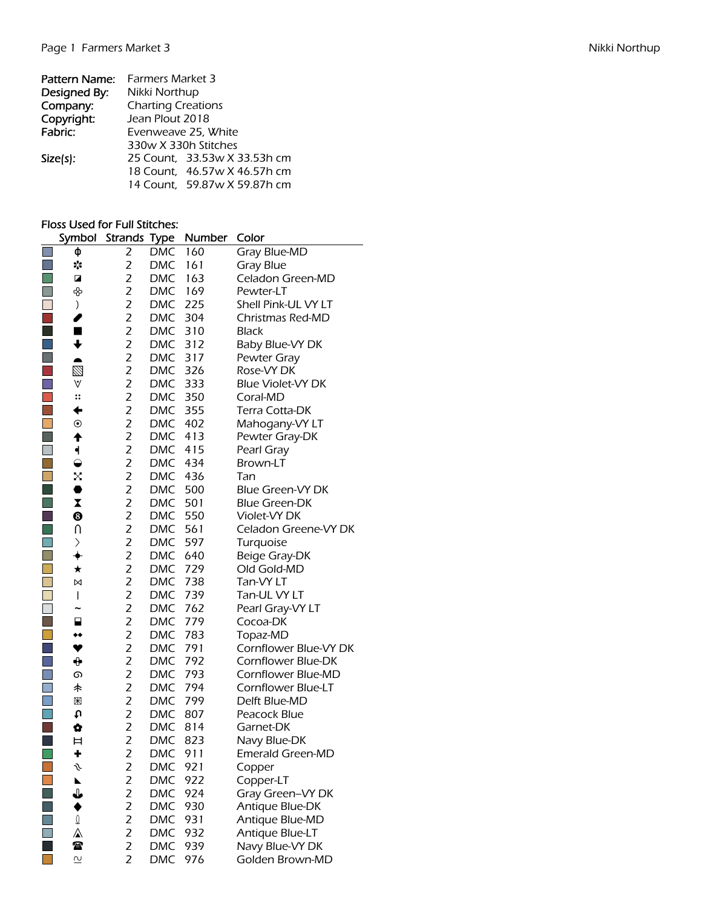| | |
|---|---|
| **Pattern Name:** | Farmers Market 3 |
| **Designed By:** | Nikki Northup |
| **Company:** | Charting Creations |
| **Copyright:** | Jean Plout 2018 |
| **Fabric:** | Evenweave 25, White |
| | 330w X 330h Stitches |
| **Size(s):** | 25 Count, 33.53w X 33.53h cm |
| | 18 Count, 46.57w X 46.57h cm |
| | 14 Count, 59.87w X 59.87h cm |

**Floss Used for Full Stitches:**

| Symbol | Strands | Type | Number | Color |
|---|---|---|---|---|
| ɸ | 2 | DMC | 160 | Gray Blue-MD |
| ✲ | 2 | DMC | 161 | Gray Blue |
| ◪ | 2 | DMC | 163 | Celadon Green-MD |
| ♧ | 2 | DMC | 169 | Pewter-LT |
| ) | 2 | DMC | 225 | Shell Pink-UL VY LT |
| ✎ | 2 | DMC | 304 | Christmas Red-MD |
| ■ | 2 | DMC | 310 | Black |
| ⬇ | 2 | DMC | 312 | Baby Blue-VY DK |
| ◓ | 2 | DMC | 317 | Pewter Gray |
| ▧ | 2 | DMC | 326 | Rose-VY DK |
| ∀ | 2 | DMC | 333 | Blue Violet-VY DK |
| ⠶ | 2 | DMC | 350 | Coral-MD |
| ⬅ | 2 | DMC | 355 | Terra Cotta-DK |
| ⊙ | 2 | DMC | 402 | Mahogany-VY LT |
| ⬆ | 2 | DMC | 413 | Pewter Gray-DK |
| ◂ | 2 | DMC | 415 | Pearl Gray |
| ◒ | 2 | DMC | 434 | Brown-LT |
| ⛶ | 2 | DMC | 436 | Tan |
| ⬣ | 2 | DMC | 500 | Blue Green-VY DK |
| ⧗ | 2 | DMC | 501 | Blue Green-DK |
| ❽ | 2 | DMC | 550 | Violet-VY DK |
| ∩ | 2 | DMC | 561 | Celadon Greene-VY DK |
| 〉 | 2 | DMC | 597 | Turquoise |
| ⌖ | 2 | DMC | 640 | Beige Gray-DK |
| ★ | 2 | DMC | 729 | Old Gold-MD |
| ⋈ | 2 | DMC | 738 | Tan-VY LT |
| ǀ | 2 | DMC | 739 | Tan-UL VY LT |
| ~ | 2 | DMC | 762 | Pearl Gray-VY LT |
| ⬓ | 2 | DMC | 779 | Cocoa-DK |
| ⬩⬩ | 2 | DMC | 783 | Topaz-MD |
| ♥ | 2 | DMC | 791 | Cornflower Blue-VY DK |
| ✙ | 2 | DMC | 792 | Cornflower Blue-DK |
| ໑ | 2 | DMC | 793 | Cornflower Blue-MD |
| ⽊ | 2 | DMC | 794 | Cornflower Blue-LT |
| ⊠ | 2 | DMC | 799 | Delft Blue-MD |
| ↶ | 2 | DMC | 807 | Peacock Blue |
| ✿ | 2 | DMC | 814 | Garnet-DK |
| ⌶ | 2 | DMC | 823 | Navy Blue-DK |
| ✚ | 2 | DMC | 911 | Emerald Green-MD |
| ↯ | 2 | DMC | 921 | Copper |
| ◣ | 2 | DMC | 922 | Copper-LT |
| ⚓ | 2 | DMC | 924 | Gray Green--VY DK |
| ◆ | 2 | DMC | 930 | Antique Blue-DK |
| 🌡 | 2 | DMC | 931 | Antique Blue-MD |
| ⚠ | 2 | DMC | 932 | Antique Blue-LT |
| ☎ | 2 | DMC | 939 | Navy Blue-VY DK |
| ≊ | 2 | DMC | 976 | Golden Brown-MD |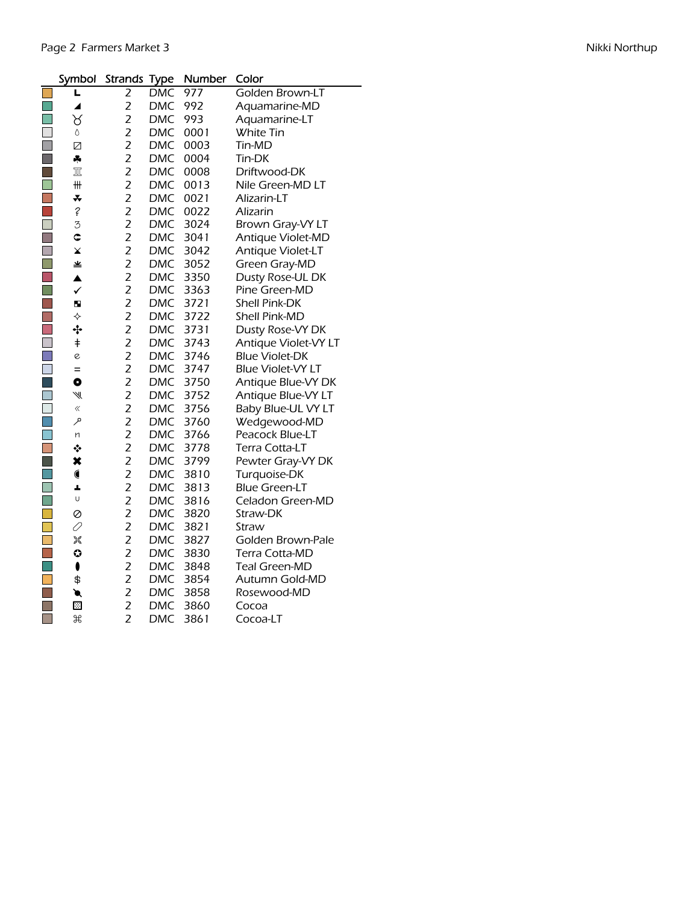| Symbol | Strands | Type | Number | Color |
|---|---|---|---|---|
| L | 2 | DMC | 977 | Golden Brown-LT |
| ◢ | 2 | DMC | 992 | Aquamarine-MD |
| ♉ | 2 | DMC | 993 | Aquamarine-LT |
| ○ | 2 | DMC | 0001 | White Tin |
| ◪ | 2 | DMC | 0003 | Tin-MD |
| ♣ | 2 | DMC | 0004 | Tin-DK |
| Ⅲ | 2 | DMC | 0008 | Driftwood-DK |
| # | 2 | DMC | 0013 | Nile Green-MD LT |
| ☘ | 2 | DMC | 0021 | Alizarin-LT |
| ? | 2 | DMC | 0022 | Alizarin |
| 3 | 2 | DMC | 3024 | Brown Gray-VY LT |
| ⊂ | 2 | DMC | 3041 | Antique Violet-MD |
| ⨯ | 2 | DMC | 3042 | Antique Violet-LT |
| ⩡ | 2 | DMC | 3052 | Green Gray-MD |
| ▲ | 2 | DMC | 3350 | Dusty Rose-UL DK |
| ✓ | 2 | DMC | 3363 | Pine Green-MD |
| ◘ | 2 | DMC | 3721 | Shell Pink-DK |
| ✧ | 2 | DMC | 3722 | Shell Pink-MD |
| ✣ | 2 | DMC | 3731 | Dusty Rose-VY DK |
| ǂ | 2 | DMC | 3743 | Antique Violet-VY LT |
| ℯ | 2 | DMC | 3746 | Blue Violet-DK |
| = | 2 | DMC | 3747 | Blue Violet-VY LT |
| ● | 2 | DMC | 3750 | Antique Blue-VY DK |
| ⋙ | 2 | DMC | 3752 | Antique Blue-VY LT |
| « | 2 | DMC | 3756 | Baby Blue-UL VY LT |
| ⚲ | 2 | DMC | 3760 | Wedgewood-MD |
| ∩ | 2 | DMC | 3766 | Peacock Blue-LT |
| ❖ | 2 | DMC | 3778 | Terra Cotta-LT |
| ✖ | 2 | DMC | 3799 | Pewter Gray-VY DK |
| ◖ | 2 | DMC | 3810 | Turquoise-DK |
| ┸ | 2 | DMC | 3813 | Blue Green-LT |
| ∪ | 2 | DMC | 3816 | Celadon Green-MD |
| ⊘ | 2 | DMC | 3820 | Straw-DK |
| ⁄ | 2 | DMC | 3821 | Straw |
| ✂ | 2 | DMC | 3827 | Golden Brown-Pale |
| ✪ | 2 | DMC | 3830 | Terra Cotta-MD |
| ⬮ | 2 | DMC | 3848 | Teal Green-MD |
| $ | 2 | DMC | 3854 | Autumn Gold-MD |
| ◣ | 2 | DMC | 3858 | Rosewood-MD |
| ⚄ | 2 | DMC | 3860 | Cocoa |
| ⌘ | 2 | DMC | 3861 | Cocoa-LT |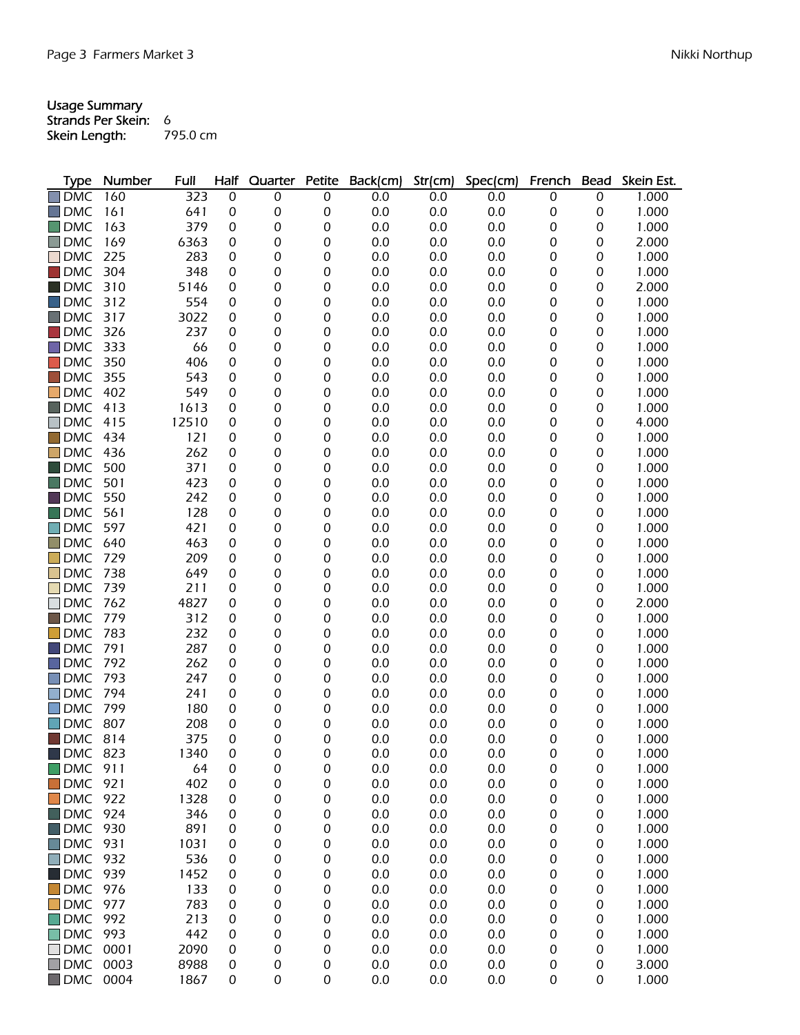Usage Summary
Strands Per Skein: 6
Skein Length: 795.0 cm

| Type | Number | Full | Half | Quarter | Petite | Back(cm) | Str(cm) | Spec(cm) | French | Bead | Skein Est. |
|---|---|---|---|---|---|---|---|---|---|---|---|
| DMC | 160 | 323 | 0 | 0 | 0 | 0.0 | 0.0 | 0.0 | 0 | 0 | 1.000 |
| DMC | 161 | 641 | 0 | 0 | 0 | 0.0 | 0.0 | 0.0 | 0 | 0 | 1.000 |
| DMC | 163 | 379 | 0 | 0 | 0 | 0.0 | 0.0 | 0.0 | 0 | 0 | 1.000 |
| DMC | 169 | 6363 | 0 | 0 | 0 | 0.0 | 0.0 | 0.0 | 0 | 0 | 2.000 |
| DMC | 225 | 283 | 0 | 0 | 0 | 0.0 | 0.0 | 0.0 | 0 | 0 | 1.000 |
| DMC | 304 | 348 | 0 | 0 | 0 | 0.0 | 0.0 | 0.0 | 0 | 0 | 1.000 |
| DMC | 310 | 5146 | 0 | 0 | 0 | 0.0 | 0.0 | 0.0 | 0 | 0 | 2.000 |
| DMC | 312 | 554 | 0 | 0 | 0 | 0.0 | 0.0 | 0.0 | 0 | 0 | 1.000 |
| DMC | 317 | 3022 | 0 | 0 | 0 | 0.0 | 0.0 | 0.0 | 0 | 0 | 1.000 |
| DMC | 326 | 237 | 0 | 0 | 0 | 0.0 | 0.0 | 0.0 | 0 | 0 | 1.000 |
| DMC | 333 | 66 | 0 | 0 | 0 | 0.0 | 0.0 | 0.0 | 0 | 0 | 1.000 |
| DMC | 350 | 406 | 0 | 0 | 0 | 0.0 | 0.0 | 0.0 | 0 | 0 | 1.000 |
| DMC | 355 | 543 | 0 | 0 | 0 | 0.0 | 0.0 | 0.0 | 0 | 0 | 1.000 |
| DMC | 402 | 549 | 0 | 0 | 0 | 0.0 | 0.0 | 0.0 | 0 | 0 | 1.000 |
| DMC | 413 | 1613 | 0 | 0 | 0 | 0.0 | 0.0 | 0.0 | 0 | 0 | 1.000 |
| DMC | 415 | 12510 | 0 | 0 | 0 | 0.0 | 0.0 | 0.0 | 0 | 0 | 4.000 |
| DMC | 434 | 121 | 0 | 0 | 0 | 0.0 | 0.0 | 0.0 | 0 | 0 | 1.000 |
| DMC | 436 | 262 | 0 | 0 | 0 | 0.0 | 0.0 | 0.0 | 0 | 0 | 1.000 |
| DMC | 500 | 371 | 0 | 0 | 0 | 0.0 | 0.0 | 0.0 | 0 | 0 | 1.000 |
| DMC | 501 | 423 | 0 | 0 | 0 | 0.0 | 0.0 | 0.0 | 0 | 0 | 1.000 |
| DMC | 550 | 242 | 0 | 0 | 0 | 0.0 | 0.0 | 0.0 | 0 | 0 | 1.000 |
| DMC | 561 | 128 | 0 | 0 | 0 | 0.0 | 0.0 | 0.0 | 0 | 0 | 1.000 |
| DMC | 597 | 421 | 0 | 0 | 0 | 0.0 | 0.0 | 0.0 | 0 | 0 | 1.000 |
| DMC | 640 | 463 | 0 | 0 | 0 | 0.0 | 0.0 | 0.0 | 0 | 0 | 1.000 |
| DMC | 729 | 209 | 0 | 0 | 0 | 0.0 | 0.0 | 0.0 | 0 | 0 | 1.000 |
| DMC | 738 | 649 | 0 | 0 | 0 | 0.0 | 0.0 | 0.0 | 0 | 0 | 1.000 |
| DMC | 739 | 211 | 0 | 0 | 0 | 0.0 | 0.0 | 0.0 | 0 | 0 | 1.000 |
| DMC | 762 | 4827 | 0 | 0 | 0 | 0.0 | 0.0 | 0.0 | 0 | 0 | 2.000 |
| DMC | 779 | 312 | 0 | 0 | 0 | 0.0 | 0.0 | 0.0 | 0 | 0 | 1.000 |
| DMC | 783 | 232 | 0 | 0 | 0 | 0.0 | 0.0 | 0.0 | 0 | 0 | 1.000 |
| DMC | 791 | 287 | 0 | 0 | 0 | 0.0 | 0.0 | 0.0 | 0 | 0 | 1.000 |
| DMC | 792 | 262 | 0 | 0 | 0 | 0.0 | 0.0 | 0.0 | 0 | 0 | 1.000 |
| DMC | 793 | 247 | 0 | 0 | 0 | 0.0 | 0.0 | 0.0 | 0 | 0 | 1.000 |
| DMC | 794 | 241 | 0 | 0 | 0 | 0.0 | 0.0 | 0.0 | 0 | 0 | 1.000 |
| DMC | 799 | 180 | 0 | 0 | 0 | 0.0 | 0.0 | 0.0 | 0 | 0 | 1.000 |
| DMC | 807 | 208 | 0 | 0 | 0 | 0.0 | 0.0 | 0.0 | 0 | 0 | 1.000 |
| DMC | 814 | 375 | 0 | 0 | 0 | 0.0 | 0.0 | 0.0 | 0 | 0 | 1.000 |
| DMC | 823 | 1340 | 0 | 0 | 0 | 0.0 | 0.0 | 0.0 | 0 | 0 | 1.000 |
| DMC | 911 | 64 | 0 | 0 | 0 | 0.0 | 0.0 | 0.0 | 0 | 0 | 1.000 |
| DMC | 921 | 402 | 0 | 0 | 0 | 0.0 | 0.0 | 0.0 | 0 | 0 | 1.000 |
| DMC | 922 | 1328 | 0 | 0 | 0 | 0.0 | 0.0 | 0.0 | 0 | 0 | 1.000 |
| DMC | 924 | 346 | 0 | 0 | 0 | 0.0 | 0.0 | 0.0 | 0 | 0 | 1.000 |
| DMC | 930 | 891 | 0 | 0 | 0 | 0.0 | 0.0 | 0.0 | 0 | 0 | 1.000 |
| DMC | 931 | 1031 | 0 | 0 | 0 | 0.0 | 0.0 | 0.0 | 0 | 0 | 1.000 |
| DMC | 932 | 536 | 0 | 0 | 0 | 0.0 | 0.0 | 0.0 | 0 | 0 | 1.000 |
| DMC | 939 | 1452 | 0 | 0 | 0 | 0.0 | 0.0 | 0.0 | 0 | 0 | 1.000 |
| DMC | 976 | 133 | 0 | 0 | 0 | 0.0 | 0.0 | 0.0 | 0 | 0 | 1.000 |
| DMC | 977 | 783 | 0 | 0 | 0 | 0.0 | 0.0 | 0.0 | 0 | 0 | 1.000 |
| DMC | 992 | 213 | 0 | 0 | 0 | 0.0 | 0.0 | 0.0 | 0 | 0 | 1.000 |
| DMC | 993 | 442 | 0 | 0 | 0 | 0.0 | 0.0 | 0.0 | 0 | 0 | 1.000 |
| DMC | 0001 | 2090 | 0 | 0 | 0 | 0.0 | 0.0 | 0.0 | 0 | 0 | 1.000 |
| DMC | 0003 | 8988 | 0 | 0 | 0 | 0.0 | 0.0 | 0.0 | 0 | 0 | 3.000 |
| DMC | 0004 | 1867 | 0 | 0 | 0 | 0.0 | 0.0 | 0.0 | 0 | 0 | 1.000 |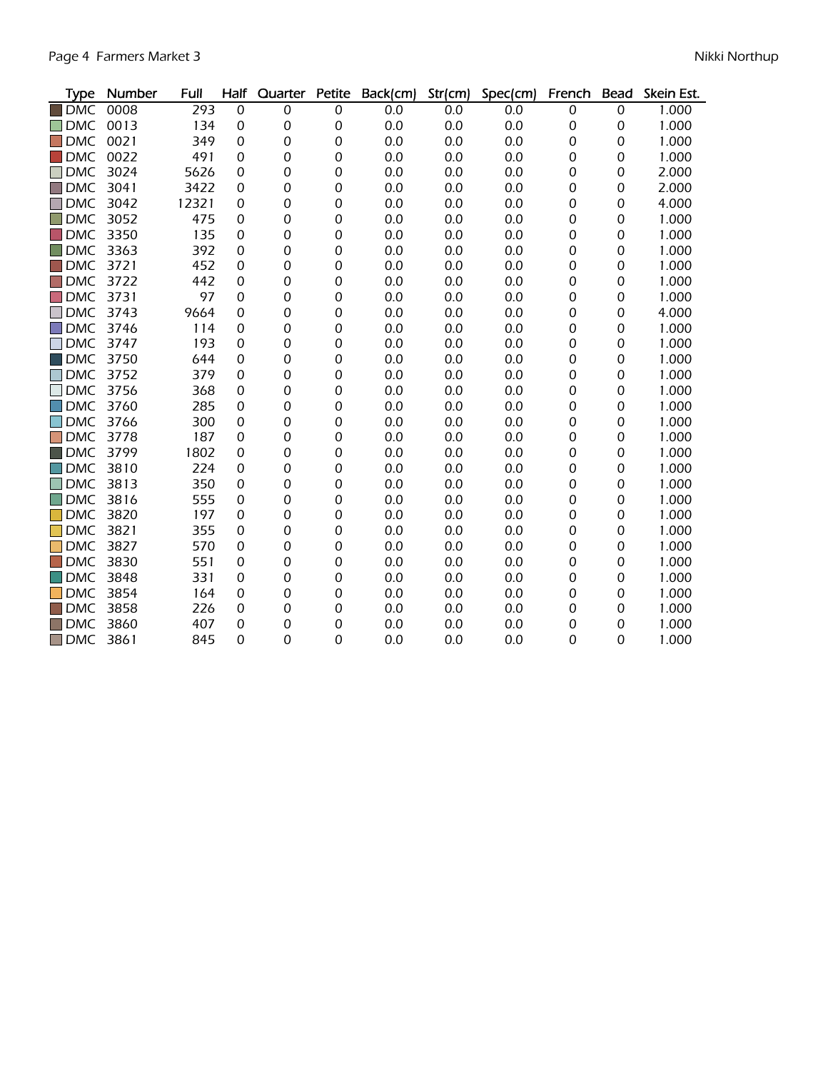| Type | Number | Full | Half | Quarter | Petite | Back(cm) | Str(cm) | Spec(cm) | French | Bead | Skein Est. |
|---|---|---|---|---|---|---|---|---|---|---|---|
| DMC | 0008 | 293 | 0 | 0 | 0 | 0.0 | 0.0 | 0.0 | 0 | 0 | 1.000 |
| DMC | 0013 | 134 | 0 | 0 | 0 | 0.0 | 0.0 | 0.0 | 0 | 0 | 1.000 |
| DMC | 0021 | 349 | 0 | 0 | 0 | 0.0 | 0.0 | 0.0 | 0 | 0 | 1.000 |
| DMC | 0022 | 491 | 0 | 0 | 0 | 0.0 | 0.0 | 0.0 | 0 | 0 | 1.000 |
| DMC | 3024 | 5626 | 0 | 0 | 0 | 0.0 | 0.0 | 0.0 | 0 | 0 | 2.000 |
| DMC | 3041 | 3422 | 0 | 0 | 0 | 0.0 | 0.0 | 0.0 | 0 | 0 | 2.000 |
| DMC | 3042 | 12321 | 0 | 0 | 0 | 0.0 | 0.0 | 0.0 | 0 | 0 | 4.000 |
| DMC | 3052 | 475 | 0 | 0 | 0 | 0.0 | 0.0 | 0.0 | 0 | 0 | 1.000 |
| DMC | 3350 | 135 | 0 | 0 | 0 | 0.0 | 0.0 | 0.0 | 0 | 0 | 1.000 |
| DMC | 3363 | 392 | 0 | 0 | 0 | 0.0 | 0.0 | 0.0 | 0 | 0 | 1.000 |
| DMC | 3721 | 452 | 0 | 0 | 0 | 0.0 | 0.0 | 0.0 | 0 | 0 | 1.000 |
| DMC | 3722 | 442 | 0 | 0 | 0 | 0.0 | 0.0 | 0.0 | 0 | 0 | 1.000 |
| DMC | 3731 | 97 | 0 | 0 | 0 | 0.0 | 0.0 | 0.0 | 0 | 0 | 1.000 |
| DMC | 3743 | 9664 | 0 | 0 | 0 | 0.0 | 0.0 | 0.0 | 0 | 0 | 4.000 |
| DMC | 3746 | 114 | 0 | 0 | 0 | 0.0 | 0.0 | 0.0 | 0 | 0 | 1.000 |
| DMC | 3747 | 193 | 0 | 0 | 0 | 0.0 | 0.0 | 0.0 | 0 | 0 | 1.000 |
| DMC | 3750 | 644 | 0 | 0 | 0 | 0.0 | 0.0 | 0.0 | 0 | 0 | 1.000 |
| DMC | 3752 | 379 | 0 | 0 | 0 | 0.0 | 0.0 | 0.0 | 0 | 0 | 1.000 |
| DMC | 3756 | 368 | 0 | 0 | 0 | 0.0 | 0.0 | 0.0 | 0 | 0 | 1.000 |
| DMC | 3760 | 285 | 0 | 0 | 0 | 0.0 | 0.0 | 0.0 | 0 | 0 | 1.000 |
| DMC | 3766 | 300 | 0 | 0 | 0 | 0.0 | 0.0 | 0.0 | 0 | 0 | 1.000 |
| DMC | 3778 | 187 | 0 | 0 | 0 | 0.0 | 0.0 | 0.0 | 0 | 0 | 1.000 |
| DMC | 3799 | 1802 | 0 | 0 | 0 | 0.0 | 0.0 | 0.0 | 0 | 0 | 1.000 |
| DMC | 3810 | 224 | 0 | 0 | 0 | 0.0 | 0.0 | 0.0 | 0 | 0 | 1.000 |
| DMC | 3813 | 350 | 0 | 0 | 0 | 0.0 | 0.0 | 0.0 | 0 | 0 | 1.000 |
| DMC | 3816 | 555 | 0 | 0 | 0 | 0.0 | 0.0 | 0.0 | 0 | 0 | 1.000 |
| DMC | 3820 | 197 | 0 | 0 | 0 | 0.0 | 0.0 | 0.0 | 0 | 0 | 1.000 |
| DMC | 3821 | 355 | 0 | 0 | 0 | 0.0 | 0.0 | 0.0 | 0 | 0 | 1.000 |
| DMC | 3827 | 570 | 0 | 0 | 0 | 0.0 | 0.0 | 0.0 | 0 | 0 | 1.000 |
| DMC | 3830 | 551 | 0 | 0 | 0 | 0.0 | 0.0 | 0.0 | 0 | 0 | 1.000 |
| DMC | 3848 | 331 | 0 | 0 | 0 | 0.0 | 0.0 | 0.0 | 0 | 0 | 1.000 |
| DMC | 3854 | 164 | 0 | 0 | 0 | 0.0 | 0.0 | 0.0 | 0 | 0 | 1.000 |
| DMC | 3858 | 226 | 0 | 0 | 0 | 0.0 | 0.0 | 0.0 | 0 | 0 | 1.000 |
| DMC | 3860 | 407 | 0 | 0 | 0 | 0.0 | 0.0 | 0.0 | 0 | 0 | 1.000 |
| DMC | 3861 | 845 | 0 | 0 | 0 | 0.0 | 0.0 | 0.0 | 0 | 0 | 1.000 |